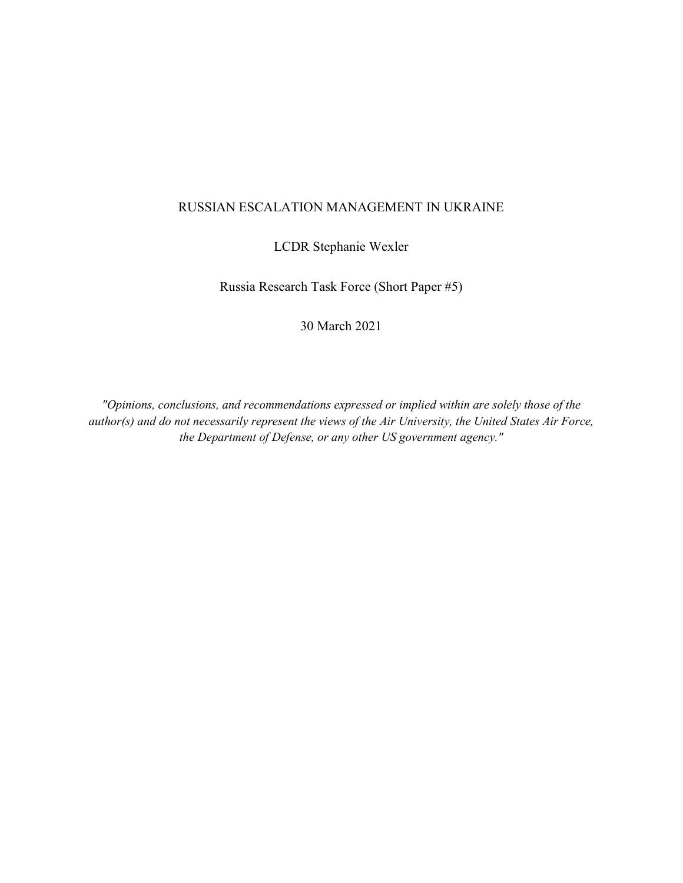# RUSSIAN ESCALATION MANAGEMENT IN UKRAINE

LCDR Stephanie Wexler

Russia Research Task Force (Short Paper #5)

30 March 2021

*"Opinions, conclusions, and recommendations expressed or implied within are solely those of the author(s) and do not necessarily represent the views of the Air University, the United States Air Force, the Department of Defense, or any other US government agency."*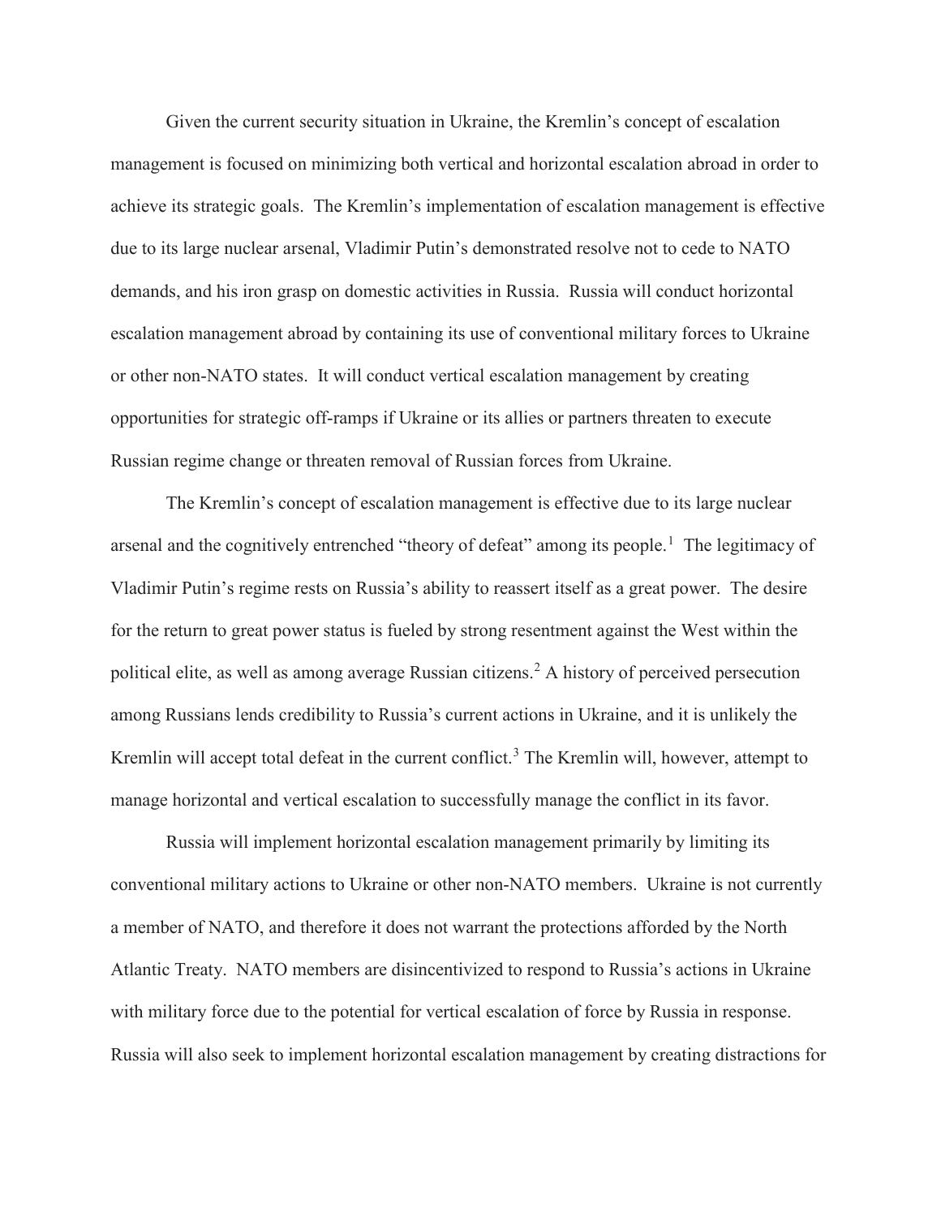Given the current security situation in Ukraine, the Kremlin's concept of escalation management is focused on minimizing both vertical and horizontal escalation abroad in order to achieve its strategic goals. The Kremlin's implementation of escalation management is effective due to its large nuclear arsenal, Vladimir Putin's demonstrated resolve not to cede to NATO demands, and his iron grasp on domestic activities in Russia. Russia will conduct horizontal escalation management abroad by containing its use of conventional military forces to Ukraine or other non-NATO states. It will conduct vertical escalation management by creating opportunities for strategic off-ramps if Ukraine or its allies or partners threaten to execute Russian regime change or threaten removal of Russian forces from Ukraine.

The Kremlin's concept of escalation management is effective due to its large nuclear arsenal and the cognitively entrenched "theory of defeat" among its people.[1] The legitimacy of Vladimir Putin's regime rests on Russia's ability to reassert itself as a great power. The desire for the return to great power status is fueled by strong resentment against the West within the political elite, as well as among average Russian citizens.[2] A history of perceived persecution among Russians lends credibility to Russia's current actions in Ukraine, and it is unlikely the Kremlin will accept total defeat in the current conflict.[3] The Kremlin will, however, attempt to manage horizontal and vertical escalation to successfully manage the conflict in its favor.

Russia will implement horizontal escalation management primarily by limiting its conventional military actions to Ukraine or other non-NATO members. Ukraine is not currently a member of NATO, and therefore it does not warrant the protections afforded by the North Atlantic Treaty. NATO members are disincentivized to respond to Russia's actions in Ukraine with military force due to the potential for vertical escalation of force by Russia in response. Russia will also seek to implement horizontal escalation management by creating distractions for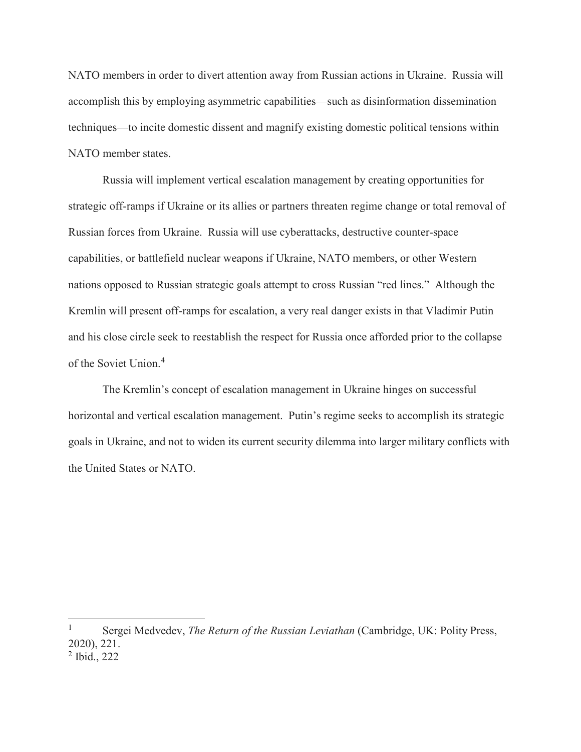NATO members in order to divert attention away from Russian actions in Ukraine. Russia will accomplish this by employing asymmetric capabilities—such as disinformation dissemination techniques—to incite domestic dissent and magnify existing domestic political tensions within NATO member states.

Russia will implement vertical escalation management by creating opportunities for strategic off-ramps if Ukraine or its allies or partners threaten regime change or total removal of Russian forces from Ukraine. Russia will use cyberattacks, destructive counter-space capabilities, or battlefield nuclear weapons if Ukraine, NATO members, or other Western nations opposed to Russian strategic goals attempt to cross Russian "red lines." Although the Kremlin will present off-ramps for escalation, a very real danger exists in that Vladimir Putin and his close circle seek to reestablish the respect for Russia once afforded prior to the collapse of the Soviet Union.[4]

The Kremlin's concept of escalation management in Ukraine hinges on successful horizontal and vertical escalation management. Putin's regime seeks to accomplish its strategic goals in Ukraine, and not to widen its current security dilemma into larger military conflicts with the United States or NATO.

---

[1] Sergei Medvedev, *The Return of the Russian Leviathan* (Cambridge, UK: Polity Press, 2020), 221.

[2] Ibid., 222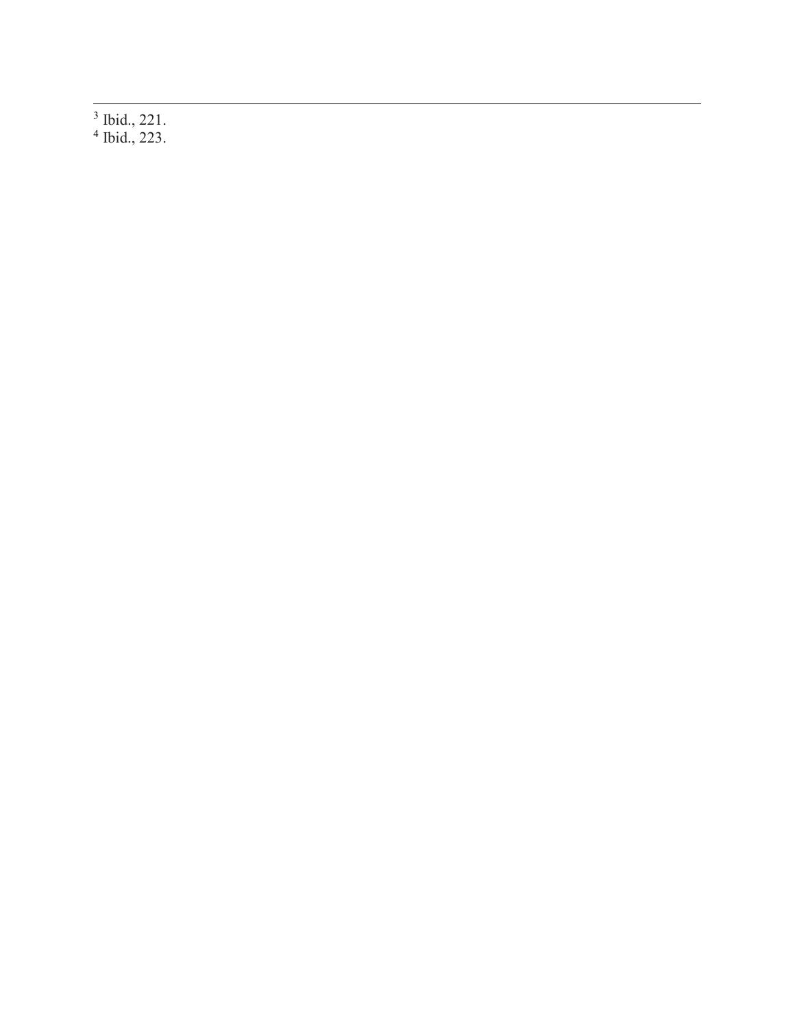[3] Ibid., 221.
[4] Ibid., 223.